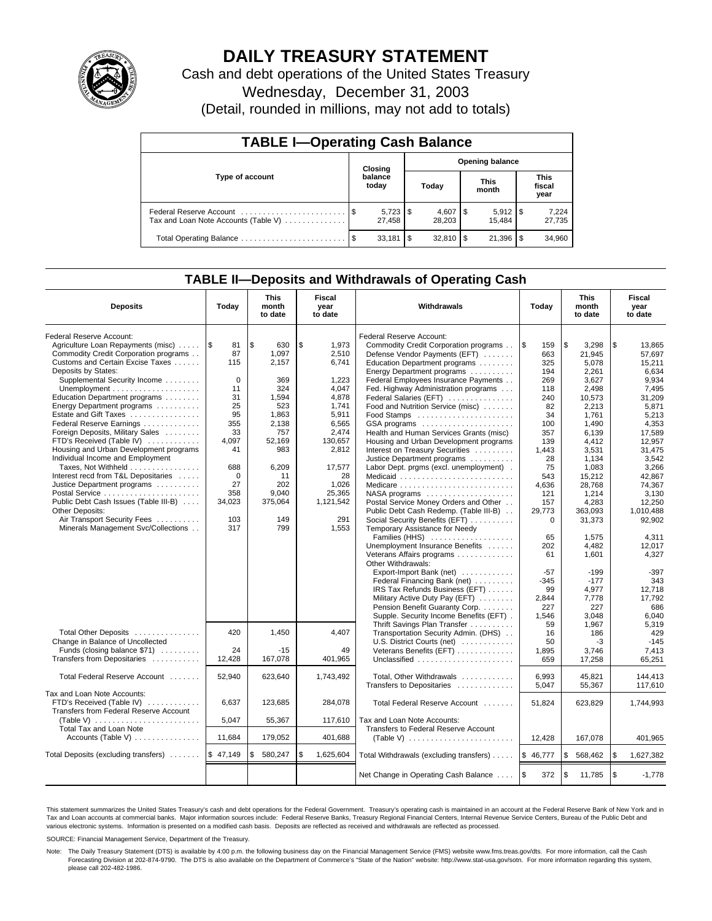# DAILY TREASURY STATEMENT

Cash and debt operations of the United States Treasury

Wednesday, December 31, 2003

(Detail, rounded in millions, may not add to totals)

## TABLE I—Operating Cash Balance

| Type of account | Closing balance today | Opening balance Today | Opening balance This month | Opening balance This fiscal year |
|---|---|---|---|---|
| Federal Reserve Account | $ 5,723 | $ 4,607 | $ 5,912 | $ 7,224 |
| Tax and Loan Note Accounts (Table V) | 27,458 | 28,203 | 15,484 | 27,735 |
| Total Operating Balance | $ 33,181 | $ 32,810 | $ 21,396 | $ 34,960 |

## TABLE II—Deposits and Withdrawals of Operating Cash

| Deposits | Today | This month to date | Fiscal year to date |
|---|---|---|---|
| Federal Reserve Account: | | | |
| Agriculture Loan Repayments (misc) | $ 81 | $ 630 | $ 1,973 |
| Commodity Credit Corporation programs | 87 | 1,097 | 2,510 |
| Customs and Certain Excise Taxes | 115 | 2,157 | 6,741 |
| Deposits by States: | | | |
| Supplemental Security Income | 0 | 369 | 1,223 |
| Unemployment | 11 | 324 | 4,047 |
| Education Department programs | 31 | 1,594 | 4,878 |
| Energy Department programs | 25 | 523 | 1,741 |
| Estate and Gift Taxes | 95 | 1,863 | 5,911 |
| Federal Reserve Earnings | 355 | 2,138 | 6,565 |
| Foreign Deposits, Military Sales | 33 | 757 | 2,474 |
| FTD's Received (Table IV) | 4,097 | 52,169 | 130,657 |
| Housing and Urban Development programs | 41 | 983 | 2,812 |
| Individual Income and Employment Taxes, Not Withheld | 688 | 6,209 | 17,577 |
| Interest recd from T&L Depositaries | 0 | 11 | 28 |
| Justice Department programs | 27 | 202 | 1,026 |
| Postal Service | 358 | 9,040 | 25,365 |
| Public Debt Cash Issues (Table III-B) | 34,023 | 375,064 | 1,121,542 |
| Other Deposits: | | | |
| Air Transport Security Fees | 103 | 149 | 291 |
| Minerals Management Svc/Collections | 317 | 799 | 1,553 |
| Total Other Deposits | 420 | 1,450 | 4,407 |
| Change in Balance of Uncollected Funds (closing balance $71) | 24 | -15 | 49 |
| Transfers from Depositaries | 12,428 | 167,078 | 401,965 |
| Total Federal Reserve Account | 52,940 | 623,640 | 1,743,492 |
| Tax and Loan Note Accounts: | | | |
| FTD's Received (Table IV) | 6,637 | 123,685 | 284,078 |
| Transfers from Federal Reserve Account (Table V) | 5,047 | 55,367 | 117,610 |
| Total Tax and Loan Note Accounts (Table V) | 11,684 | 179,052 | 401,688 |
| Total Deposits (excluding transfers) | $ 47,149 | $ 580,247 | $ 1,625,604 |

| Withdrawals | Today | This month to date | Fiscal year to date |
|---|---|---|---|
| Federal Reserve Account: | | | |
| Commodity Credit Corporation programs | $ 159 | $ 3,298 | $ 13,865 |
| Defense Vendor Payments (EFT) | 663 | 21,945 | 57,697 |
| Education Department programs | 325 | 5,078 | 15,211 |
| Energy Department programs | 194 | 2,261 | 6,634 |
| Federal Employees Insurance Payments | 269 | 3,627 | 9,934 |
| Fed. Highway Administration programs | 118 | 2,498 | 7,495 |
| Federal Salaries (EFT) | 240 | 10,573 | 31,209 |
| Food and Nutrition Service (misc) | 82 | 2,213 | 5,871 |
| Food Stamps | 34 | 1,761 | 5,213 |
| GSA programs | 100 | 1,490 | 4,353 |
| Health and Human Services Grants (misc) | 357 | 6,139 | 17,589 |
| Housing and Urban Development programs | 139 | 4,412 | 12,957 |
| Interest on Treasury Securities | 1,443 | 3,531 | 31,475 |
| Justice Department programs | 28 | 1,134 | 3,542 |
| Labor Dept. prgms (excl. unemployment) | 75 | 1,083 | 3,266 |
| Medicaid | 543 | 15,212 | 42,867 |
| Medicare | 4,636 | 28,768 | 74,367 |
| NASA programs | 121 | 1,214 | 3,130 |
| Postal Service Money Orders and Other | 157 | 4,283 | 12,250 |
| Public Debt Cash Redemp. (Table III-B) | 29,773 | 363,093 | 1,010,488 |
| Social Security Benefits (EFT) | 0 | 31,373 | 92,902 |
| Temporary Assistance for Needy Families (HHS) | 65 | 1,575 | 4,311 |
| Unemployment Insurance Benefits | 202 | 4,482 | 12,017 |
| Veterans Affairs programs | 61 | 1,601 | 4,327 |
| Other Withdrawals: | | | |
| Export-Import Bank (net) | -57 | -199 | -397 |
| Federal Financing Bank (net) | -345 | -177 | 343 |
| IRS Tax Refunds Business (EFT) | 99 | 4,977 | 12,718 |
| Military Active Duty Pay (EFT) | 2,844 | 7,778 | 17,792 |
| Pension Benefit Guaranty Corp. | 227 | 227 | 686 |
| Supple. Security Income Benefits (EFT) | 1,546 | 3,048 | 6,040 |
| Thrift Savings Plan Transfer | 59 | 1,967 | 5,319 |
| Transportation Security Admin. (DHS) | 16 | 186 | 429 |
| U.S. District Courts (net) | 50 | -3 | -145 |
| Veterans Benefits (EFT) | 1,895 | 3,746 | 7,413 |
| Unclassified | 659 | 17,258 | 65,251 |
| Total, Other Withdrawals | 6,993 | 45,821 | 144,413 |
| Transfers to Depositaries | 5,047 | 55,367 | 117,610 |
| Total Federal Reserve Account | 51,824 | 623,829 | 1,744,993 |
| Tax and Loan Note Accounts: | | | |
| Transfers to Federal Reserve Account (Table V) | 12,428 | 167,078 | 401,965 |
| Total Withdrawals (excluding transfers) | $ 46,777 | $ 568,462 | $ 1,627,382 |
| Net Change in Operating Cash Balance | $ 372 | $ 11,785 | $ -1,778 |

This statement summarizes the United States Treasury's cash and debt operations for the Federal Government. Treasury's operating cash is maintained in an account at the Federal Reserve Bank of New York and in Tax and Loan accounts at commercial banks. Major information sources include: Federal Reserve Banks, Treasury Regional Financial Centers, Internal Revenue Service Centers, Bureau of the Public Debt and various electronic systems. Information is presented on a modified cash basis. Deposits are reflected as received and withdrawals are reflected as processed.

SOURCE: Financial Management Service, Department of the Treasury.

Note: The Daily Treasury Statement (DTS) is available by 4:00 p.m. the following business day on the Financial Management Service (FMS) website www.fms.treas.gov/dts. For more information, call the Cash Forecasting Division at 202-874-9790. The DTS is also available on the Department of Commerce's "State of the Nation" website: http://www.stat-usa.gov/sotn. For more information regarding this system, please call 202-482-1986.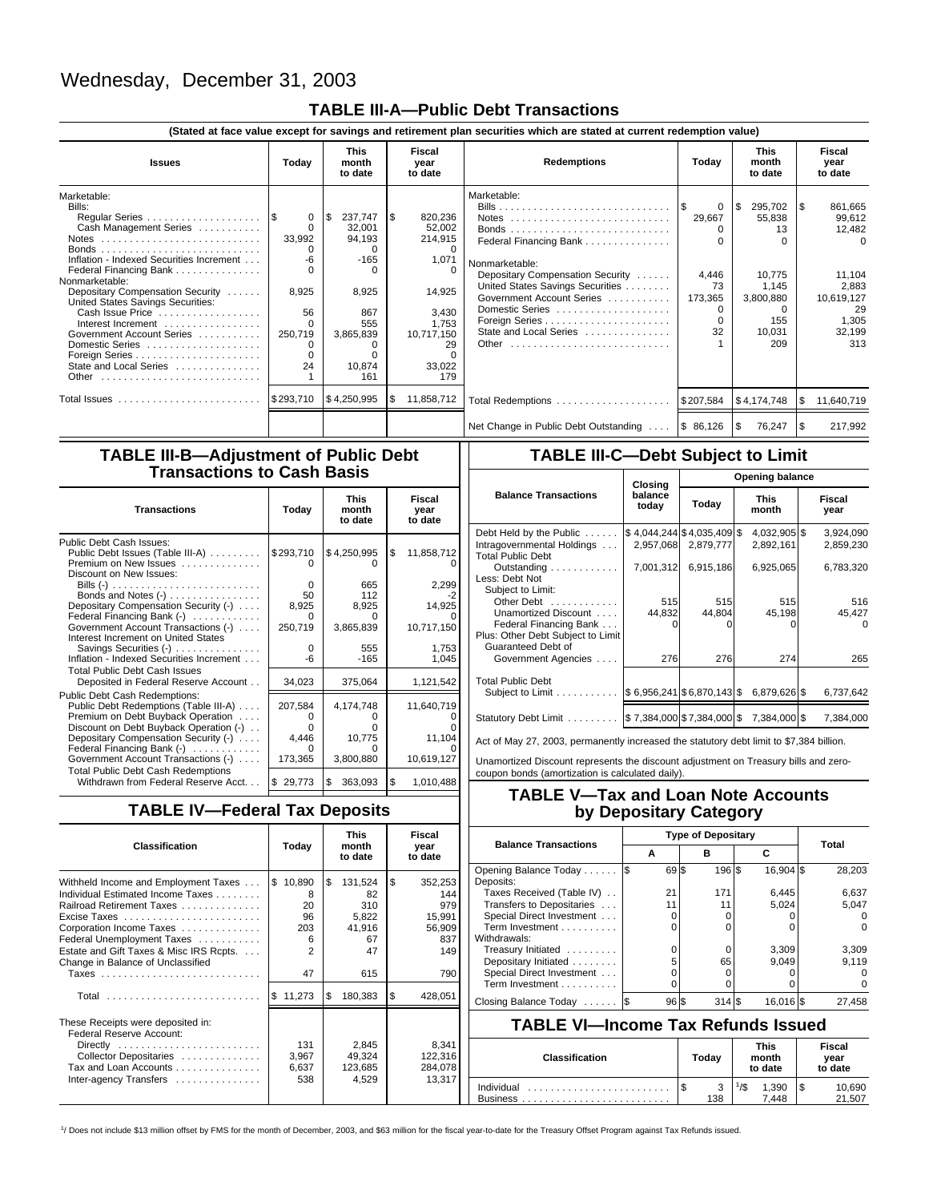# Wednesday, December 31, 2003

## TABLE III-A—Public Debt Transactions

(Stated at face value except for savings and retirement plan securities which are stated at current redemption value)

| Issues | Today | This month to date | Fiscal year to date |
|---|---|---|---|
| Marketable: | | | |
| Bills: | | | |
| Regular Series | $ 0 | $ 237,747 | $ 820,236 |
| Cash Management Series | 0 | 32,001 | 52,002 |
| Notes | 33,992 | 94,193 | 214,915 |
| Bonds | 0 | 0 | 0 |
| Inflation - Indexed Securities Increment | -6 | -165 | 1,071 |
| Federal Financing Bank | 0 | 0 | 0 |
| Nonmarketable: | | | |
| Depositary Compensation Security | 8,925 | 8,925 | 14,925 |
| United States Savings Securities: | | | |
| Cash Issue Price | 56 | 867 | 3,430 |
| Interest Increment | 0 | 555 | 1,753 |
| Government Account Series | 250,719 | 3,865,839 | 10,717,150 |
| Domestic Series | 0 | 0 | 29 |
| Foreign Series | 0 | 0 | 0 |
| State and Local Series | 24 | 10,874 | 33,022 |
| Other | 1 | 161 | 179 |
| Total Issues | $293,710 | $4,250,995 | $ 11,858,712 |

| Redemptions | Today | This month to date | Fiscal year to date |
|---|---|---|---|
| Marketable: | | | |
| Bills | $ 0 | $ 295,702 | $ 861,665 |
| Notes | 29,667 | 55,838 | 99,612 |
| Bonds | 0 | 13 | 12,482 |
| Federal Financing Bank | 0 | 0 | 0 |
| Nonmarketable: | | | |
| Depositary Compensation Security | 4,446 | 10,775 | 11,104 |
| United States Savings Securities | 73 | 1,145 | 2,883 |
| Government Account Series | 173,365 | 3,800,880 | 10,619,127 |
| Domestic Series | 0 | 0 | 29 |
| Foreign Series | 0 | 155 | 1,305 |
| State and Local Series | 32 | 10,031 | 32,199 |
| Other | 1 | 209 | 313 |
| Total Redemptions | $207,584 | $4,174,748 | $ 11,640,719 |
| Net Change in Public Debt Outstanding | $ 86,126 | $ 76,247 | $ 217,992 |

## TABLE III-B—Adjustment of Public Debt Transactions to Cash Basis

| Transactions | Today | This month to date | Fiscal year to date |
|---|---|---|---|
| Public Debt Cash Issues: | | | |
| Public Debt Issues (Table III-A) | $293,710 | $4,250,995 | $ 11,858,712 |
| Premium on New Issues | 0 | 0 | 0 |
| Discount on New Issues: | | | |
| Bills (-) | 0 | 665 | 2,299 |
| Bonds and Notes (-) | 50 | 112 | -2 |
| Depositary Compensation Security (-) | 8,925 | 8,925 | 14,925 |
| Federal Financing Bank (-) | 0 | 0 | 0 |
| Government Account Transactions (-) | 250,719 | 3,865,839 | 10,717,150 |
| Interest Increment on United States Savings Securities (-) | 0 | 555 | 1,753 |
| Inflation - Indexed Securities Increment | -6 | -165 | 1,045 |
| Total Public Debt Cash Issues Deposited in Federal Reserve Account | 34,023 | 375,064 | 1,121,542 |
| Public Debt Cash Redemptions: | | | |
| Public Debt Redemptions (Table III-A) | 207,584 | 4,174,748 | 11,640,719 |
| Premium on Debt Buyback Operation | 0 | 0 | 0 |
| Discount on Debt Buyback Operation (-) | 0 | 0 | 0 |
| Depositary Compensation Security (-) | 4,446 | 10,775 | 11,104 |
| Federal Financing Bank (-) | 0 | 0 | 0 |
| Government Account Transactions (-) | 173,365 | 3,800,880 | 10,619,127 |
| Total Public Debt Cash Redemptions Withdrawn from Federal Reserve Acct. | $ 29,773 | $ 363,093 | $ 1,010,488 |

## TABLE III-C—Debt Subject to Limit

| Balance Transactions | Closing balance today | Opening balance Today | Opening balance This month | Opening balance Fiscal year |
|---|---|---|---|---|
| Debt Held by the Public | $ 4,044,244 | $ 4,035,409 | $ 4,032,905 | $ 3,924,090 |
| Intragovernmental Holdings | 2,957,068 | 2,879,777 | 2,892,161 | 2,859,230 |
| Total Public Debt Outstanding | 7,001,312 | 6,915,186 | 6,925,065 | 6,783,320 |
| Less: Debt Not Subject to Limit: | | | | |
| Other Debt | 515 | 515 | 515 | 516 |
| Unamortized Discount | 44,832 | 44,804 | 45,198 | 45,427 |
| Federal Financing Bank | 0 | 0 | 0 | 0 |
| Plus: Other Debt Subject to Limit Guaranteed Debt of Government Agencies | 276 | 276 | 274 | 265 |
| Total Public Debt Subject to Limit | $ 6,956,241 | $ 6,870,143 | $ 6,879,626 | $ 6,737,642 |
| Statutory Debt Limit | $ 7,384,000 | $ 7,384,000 | $ 7,384,000 | $ 7,384,000 |

Act of May 27, 2003, permanently increased the statutory debt limit to $7,384 billion.

Unamortized Discount represents the discount adjustment on Treasury bills and zero-coupon bonds (amortization is calculated daily).

## TABLE IV—Federal Tax Deposits

| Classification | Today | This month to date | Fiscal year to date |
|---|---|---|---|
| Withheld Income and Employment Taxes | $ 10,890 | $ 131,524 | $ 352,253 |
| Individual Estimated Income Taxes | 8 | 82 | 144 |
| Railroad Retirement Taxes | 20 | 310 | 979 |
| Excise Taxes | 96 | 5,822 | 15,991 |
| Corporation Income Taxes | 203 | 41,916 | 56,909 |
| Federal Unemployment Taxes | 6 | 67 | 837 |
| Estate and Gift Taxes & Misc IRS Rcpts. | 2 | 47 | 149 |
| Change in Balance of Unclassified Taxes | 47 | 615 | 790 |
| Total | $ 11,273 | $ 180,383 | $ 428,051 |
| These Receipts were deposited in: | | | |
| Federal Reserve Account: | | | |
| Directly | 131 | 2,845 | 8,341 |
| Collector Depositaries | 3,967 | 49,324 | 122,316 |
| Tax and Loan Accounts | 6,637 | 123,685 | 284,078 |
| Inter-agency Transfers | 538 | 4,529 | 13,317 |

## TABLE V—Tax and Loan Note Accounts by Depositary Category

| Balance Transactions | Type of Depositary A | B | C | Total |
|---|---|---|---|---|
| Opening Balance Today | $ 69 | $ 196 | $ 16,904 | $ 28,203 |
| Deposits: | | | | |
| Taxes Received (Table IV) | 21 | 171 | 6,445 | 6,637 |
| Transfers to Depositaries | 11 | 11 | 5,024 | 5,047 |
| Special Direct Investment | 0 | 0 | 0 | 0 |
| Term Investment | 0 | 0 | 0 | 0 |
| Withdrawals: | | | | |
| Treasury Initiated | 0 | 0 | 3,309 | 3,309 |
| Depositary Initiated | 5 | 65 | 9,049 | 9,119 |
| Special Direct Investment | 0 | 0 | 0 | 0 |
| Term Investment | 0 | 0 | 0 | 0 |
| Closing Balance Today | $ 96 | $ 314 | $ 16,016 | $ 27,458 |

## TABLE VI—Income Tax Refunds Issued

| Classification | Today | This month to date | Fiscal year to date |
|---|---|---|---|
| Individual | $ 3 | [1]/$ 1,390 | $ 10,690 |
| Business | 138 | 7,448 | 21,507 |

[1]/ Does not include $13 million offset by FMS for the month of December, 2003, and $63 million for the fiscal year-to-date for the Treasury Offset Program against Tax Refunds issued.